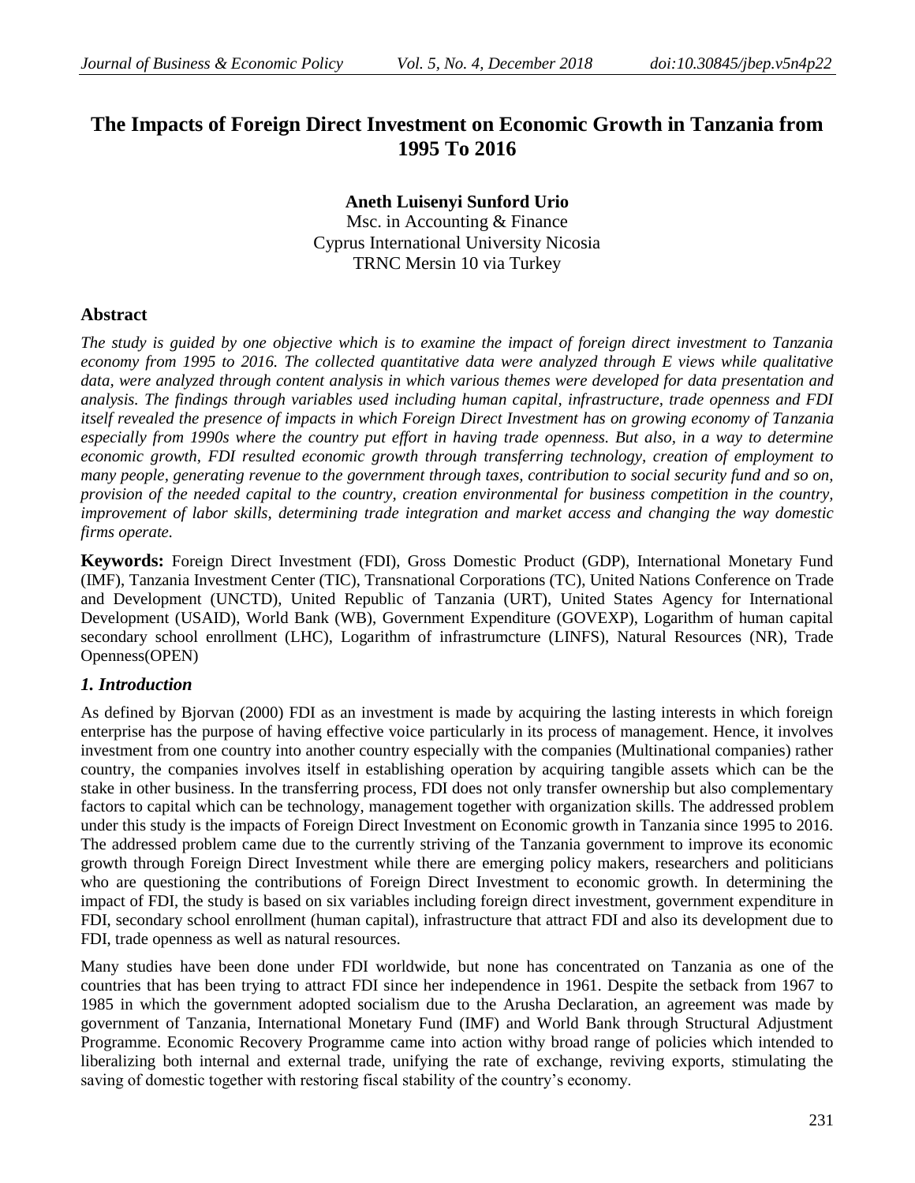# The Impacts of Foreign Direct Investment on Economic Growth in Tanzania from 1995 To 2016

**Aneth Luisenyi Sunford Urio**

Msc. in Accounting & Finance
Cyprus International University Nicosia
TRNC Mersin 10 via Turkey

## Abstract

*The study is guided by one objective which is to examine the impact of foreign direct investment to Tanzania economy from 1995 to 2016. The collected quantitative data were analyzed through E views while qualitative data, were analyzed through content analysis in which various themes were developed for data presentation and analysis. The findings through variables used including human capital, infrastructure, trade openness and FDI itself revealed the presence of impacts in which Foreign Direct Investment has on growing economy of Tanzania especially from 1990s where the country put effort in having trade openness. But also, in a way to determine economic growth, FDI resulted economic growth through transferring technology, creation of employment to many people, generating revenue to the government through taxes, contribution to social security fund and so on, provision of the needed capital to the country, creation environmental for business competition in the country, improvement of labor skills, determining trade integration and market access and changing the way domestic firms operate.*

**Keywords:** Foreign Direct Investment (FDI), Gross Domestic Product (GDP), International Monetary Fund (IMF), Tanzania Investment Center (TIC), Transnational Corporations (TC), United Nations Conference on Trade and Development (UNCTD), United Republic of Tanzania (URT), United States Agency for International Development (USAID), World Bank (WB), Government Expenditure (GOVEXP), Logarithm of human capital secondary school enrollment (LHC), Logarithm of infrastrumcture (LINFS), Natural Resources (NR), Trade Openness(OPEN)

## *1. Introduction*

As defined by Bjorvan (2000) FDI as an investment is made by acquiring the lasting interests in which foreign enterprise has the purpose of having effective voice particularly in its process of management. Hence, it involves investment from one country into another country especially with the companies (Multinational companies) rather country, the companies involves itself in establishing operation by acquiring tangible assets which can be the stake in other business. In the transferring process, FDI does not only transfer ownership but also complementary factors to capital which can be technology, management together with organization skills. The addressed problem under this study is the impacts of Foreign Direct Investment on Economic growth in Tanzania since 1995 to 2016. The addressed problem came due to the currently striving of the Tanzania government to improve its economic growth through Foreign Direct Investment while there are emerging policy makers, researchers and politicians who are questioning the contributions of Foreign Direct Investment to economic growth. In determining the impact of FDI, the study is based on six variables including foreign direct investment, government expenditure in FDI, secondary school enrollment (human capital), infrastructure that attract FDI and also its development due to FDI, trade openness as well as natural resources.

Many studies have been done under FDI worldwide, but none has concentrated on Tanzania as one of the countries that has been trying to attract FDI since her independence in 1961. Despite the setback from 1967 to 1985 in which the government adopted socialism due to the Arusha Declaration, an agreement was made by government of Tanzania, International Monetary Fund (IMF) and World Bank through Structural Adjustment Programme. Economic Recovery Programme came into action withy broad range of policies which intended to liberalizing both internal and external trade, unifying the rate of exchange, reviving exports, stimulating the saving of domestic together with restoring fiscal stability of the country's economy.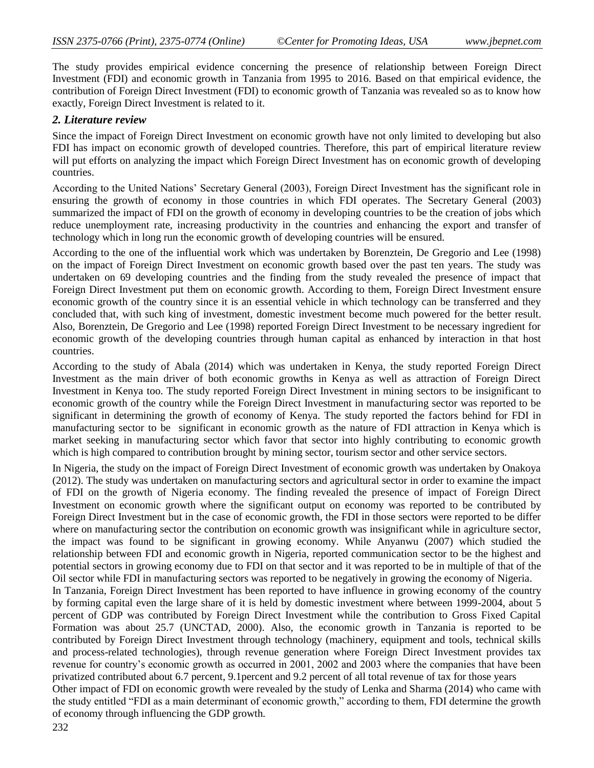The study provides empirical evidence concerning the presence of relationship between Foreign Direct Investment (FDI) and economic growth in Tanzania from 1995 to 2016. Based on that empirical evidence, the contribution of Foreign Direct Investment (FDI) to economic growth of Tanzania was revealed so as to know how exactly, Foreign Direct Investment is related to it.

## *2. Literature review*

Since the impact of Foreign Direct Investment on economic growth have not only limited to developing but also FDI has impact on economic growth of developed countries. Therefore, this part of empirical literature review will put efforts on analyzing the impact which Foreign Direct Investment has on economic growth of developing countries.

According to the United Nations' Secretary General (2003), Foreign Direct Investment has the significant role in ensuring the growth of economy in those countries in which FDI operates. The Secretary General (2003) summarized the impact of FDI on the growth of economy in developing countries to be the creation of jobs which reduce unemployment rate, increasing productivity in the countries and enhancing the export and transfer of technology which in long run the economic growth of developing countries will be ensured.

According to the one of the influential work which was undertaken by Borenztein, De Gregorio and Lee (1998) on the impact of Foreign Direct Investment on economic growth based over the past ten years. The study was undertaken on 69 developing countries and the finding from the study revealed the presence of impact that Foreign Direct Investment put them on economic growth. According to them, Foreign Direct Investment ensure economic growth of the country since it is an essential vehicle in which technology can be transferred and they concluded that, with such king of investment, domestic investment become much powered for the better result. Also, Borenztein, De Gregorio and Lee (1998) reported Foreign Direct Investment to be necessary ingredient for economic growth of the developing countries through human capital as enhanced by interaction in that host countries.

According to the study of Abala (2014) which was undertaken in Kenya, the study reported Foreign Direct Investment as the main driver of both economic growths in Kenya as well as attraction of Foreign Direct Investment in Kenya too. The study reported Foreign Direct Investment in mining sectors to be insignificant to economic growth of the country while the Foreign Direct Investment in manufacturing sector was reported to be significant in determining the growth of economy of Kenya. The study reported the factors behind for FDI in manufacturing sector to be significant in economic growth as the nature of FDI attraction in Kenya which is market seeking in manufacturing sector which favor that sector into highly contributing to economic growth which is high compared to contribution brought by mining sector, tourism sector and other service sectors.

In Nigeria, the study on the impact of Foreign Direct Investment of economic growth was undertaken by Onakoya (2012). The study was undertaken on manufacturing sectors and agricultural sector in order to examine the impact of FDI on the growth of Nigeria economy. The finding revealed the presence of impact of Foreign Direct Investment on economic growth where the significant output on economy was reported to be contributed by Foreign Direct Investment but in the case of economic growth, the FDI in those sectors were reported to be differ where on manufacturing sector the contribution on economic growth was insignificant while in agriculture sector, the impact was found to be significant in growing economy. While Anyanwu (2007) which studied the relationship between FDI and economic growth in Nigeria, reported communication sector to be the highest and potential sectors in growing economy due to FDI on that sector and it was reported to be in multiple of that of the Oil sector while FDI in manufacturing sectors was reported to be negatively in growing the economy of Nigeria.

In Tanzania, Foreign Direct Investment has been reported to have influence in growing economy of the country by forming capital even the large share of it is held by domestic investment where between 1999-2004, about 5 percent of GDP was contributed by Foreign Direct Investment while the contribution to Gross Fixed Capital Formation was about 25.7 (UNCTAD, 2000). Also, the economic growth in Tanzania is reported to be contributed by Foreign Direct Investment through technology (machinery, equipment and tools, technical skills and process-related technologies), through revenue generation where Foreign Direct Investment provides tax revenue for country's economic growth as occurred in 2001, 2002 and 2003 where the companies that have been privatized contributed about 6.7 percent, 9.1percent and 9.2 percent of all total revenue of tax for those years

Other impact of FDI on economic growth were revealed by the study of Lenka and Sharma (2014) who came with the study entitled "FDI as a main determinant of economic growth," according to them, FDI determine the growth of economy through influencing the GDP growth.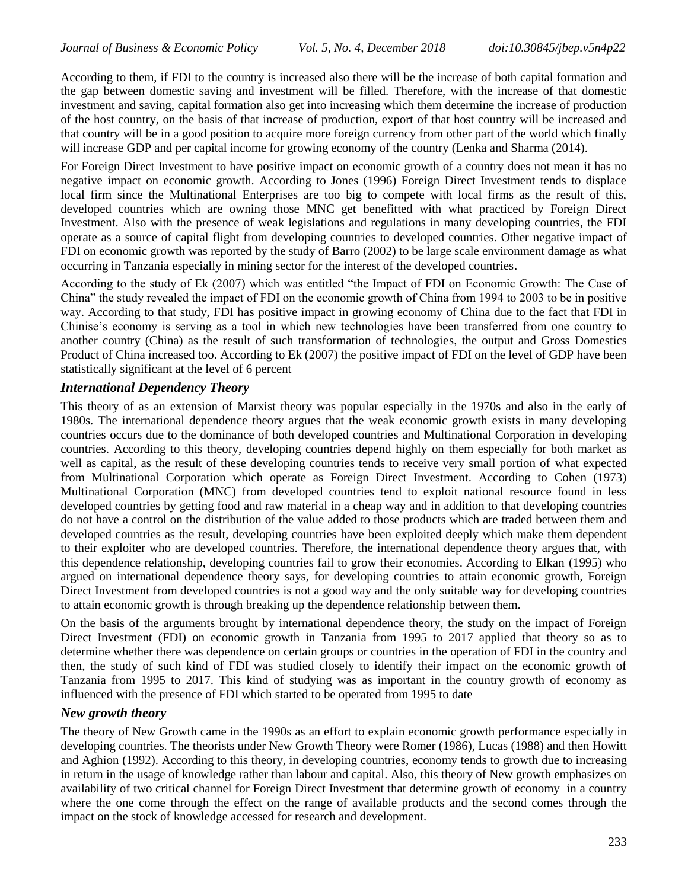According to them, if FDI to the country is increased also there will be the increase of both capital formation and the gap between domestic saving and investment will be filled. Therefore, with the increase of that domestic investment and saving, capital formation also get into increasing which them determine the increase of production of the host country, on the basis of that increase of production, export of that host country will be increased and that country will be in a good position to acquire more foreign currency from other part of the world which finally will increase GDP and per capital income for growing economy of the country (Lenka and Sharma (2014).

For Foreign Direct Investment to have positive impact on economic growth of a country does not mean it has no negative impact on economic growth. According to Jones (1996) Foreign Direct Investment tends to displace local firm since the Multinational Enterprises are too big to compete with local firms as the result of this, developed countries which are owning those MNC get benefitted with what practiced by Foreign Direct Investment. Also with the presence of weak legislations and regulations in many developing countries, the FDI operate as a source of capital flight from developing countries to developed countries. Other negative impact of FDI on economic growth was reported by the study of Barro (2002) to be large scale environment damage as what occurring in Tanzania especially in mining sector for the interest of the developed countries.

According to the study of Ek (2007) which was entitled "the Impact of FDI on Economic Growth: The Case of China" the study revealed the impact of FDI on the economic growth of China from 1994 to 2003 to be in positive way. According to that study, FDI has positive impact in growing economy of China due to the fact that FDI in Chinise's economy is serving as a tool in which new technologies have been transferred from one country to another country (China) as the result of such transformation of technologies, the output and Gross Domestics Product of China increased too. According to Ek (2007) the positive impact of FDI on the level of GDP have been statistically significant at the level of 6 percent

### *International Dependency Theory*

This theory of as an extension of Marxist theory was popular especially in the 1970s and also in the early of 1980s. The international dependence theory argues that the weak economic growth exists in many developing countries occurs due to the dominance of both developed countries and Multinational Corporation in developing countries. According to this theory, developing countries depend highly on them especially for both market as well as capital, as the result of these developing countries tends to receive very small portion of what expected from Multinational Corporation which operate as Foreign Direct Investment. According to Cohen (1973) Multinational Corporation (MNC) from developed countries tend to exploit national resource found in less developed countries by getting food and raw material in a cheap way and in addition to that developing countries do not have a control on the distribution of the value added to those products which are traded between them and developed countries as the result, developing countries have been exploited deeply which make them dependent to their exploiter who are developed countries. Therefore, the international dependence theory argues that, with this dependence relationship, developing countries fail to grow their economies. According to Elkan (1995) who argued on international dependence theory says, for developing countries to attain economic growth, Foreign Direct Investment from developed countries is not a good way and the only suitable way for developing countries to attain economic growth is through breaking up the dependence relationship between them.

On the basis of the arguments brought by international dependence theory, the study on the impact of Foreign Direct Investment (FDI) on economic growth in Tanzania from 1995 to 2017 applied that theory so as to determine whether there was dependence on certain groups or countries in the operation of FDI in the country and then, the study of such kind of FDI was studied closely to identify their impact on the economic growth of Tanzania from 1995 to 2017. This kind of studying was as important in the country growth of economy as influenced with the presence of FDI which started to be operated from 1995 to date

### *New growth theory*

The theory of New Growth came in the 1990s as an effort to explain economic growth performance especially in developing countries. The theorists under New Growth Theory were Romer (1986), Lucas (1988) and then Howitt and Aghion (1992). According to this theory, in developing countries, economy tends to growth due to increasing in return in the usage of knowledge rather than labour and capital. Also, this theory of New growth emphasizes on availability of two critical channel for Foreign Direct Investment that determine growth of economy in a country where the one come through the effect on the range of available products and the second comes through the impact on the stock of knowledge accessed for research and development.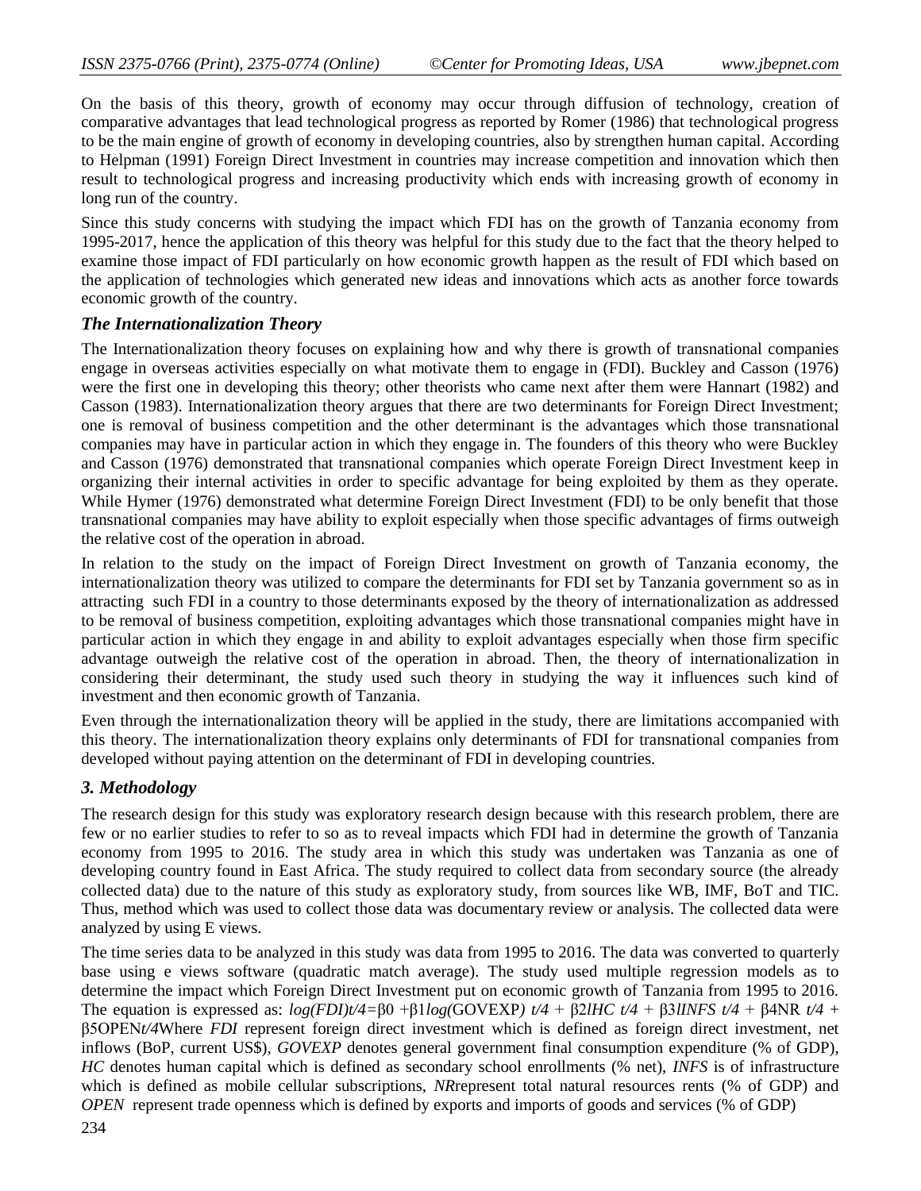On the basis of this theory, growth of economy may occur through diffusion of technology, creation of comparative advantages that lead technological progress as reported by Romer (1986) that technological progress to be the main engine of growth of economy in developing countries, also by strengthen human capital. According to Helpman (1991) Foreign Direct Investment in countries may increase competition and innovation which then result to technological progress and increasing productivity which ends with increasing growth of economy in long run of the country.

Since this study concerns with studying the impact which FDI has on the growth of Tanzania economy from 1995-2017, hence the application of this theory was helpful for this study due to the fact that the theory helped to examine those impact of FDI particularly on how economic growth happen as the result of FDI which based on the application of technologies which generated new ideas and innovations which acts as another force towards economic growth of the country.

### *The Internationalization Theory*

The Internationalization theory focuses on explaining how and why there is growth of transnational companies engage in overseas activities especially on what motivate them to engage in (FDI). Buckley and Casson (1976) were the first one in developing this theory; other theorists who came next after them were Hannart (1982) and Casson (1983). Internationalization theory argues that there are two determinants for Foreign Direct Investment; one is removal of business competition and the other determinant is the advantages which those transnational companies may have in particular action in which they engage in. The founders of this theory who were Buckley and Casson (1976) demonstrated that transnational companies which operate Foreign Direct Investment keep in organizing their internal activities in order to specific advantage for being exploited by them as they operate. While Hymer (1976) demonstrated what determine Foreign Direct Investment (FDI) to be only benefit that those transnational companies may have ability to exploit especially when those specific advantages of firms outweigh the relative cost of the operation in abroad.

In relation to the study on the impact of Foreign Direct Investment on growth of Tanzania economy, the internationalization theory was utilized to compare the determinants for FDI set by Tanzania government so as in attracting such FDI in a country to those determinants exposed by the theory of internationalization as addressed to be removal of business competition, exploiting advantages which those transnational companies might have in particular action in which they engage in and ability to exploit advantages especially when those firm specific advantage outweigh the relative cost of the operation in abroad. Then, the theory of internationalization in considering their determinant, the study used such theory in studying the way it influences such kind of investment and then economic growth of Tanzania.

Even through the internationalization theory will be applied in the study, there are limitations accompanied with this theory. The internationalization theory explains only determinants of FDI for transnational companies from developed without paying attention on the determinant of FDI in developing countries.

## *3. Methodology*

The research design for this study was exploratory research design because with this research problem, there are few or no earlier studies to refer to so as to reveal impacts which FDI had in determine the growth of Tanzania economy from 1995 to 2016. The study area in which this study was undertaken was Tanzania as one of developing country found in East Africa. The study required to collect data from secondary source (the already collected data) due to the nature of this study as exploratory study, from sources like WB, IMF, BoT and TIC. Thus, method which was used to collect those data was documentary review or analysis. The collected data were analyzed by using E views.

The time series data to be analyzed in this study was data from 1995 to 2016. The data was converted to quarterly base using e views software (quadratic match average). The study used multiple regression models as to determine the impact which Foreign Direct Investment put on economic growth of Tanzania from 1995 to 2016. The equation is expressed as: $log(FDI)t/4 = \beta 0 + \beta 1 log(\text{GOVEXP})\ t/4 + \beta 2 lHC\ t/4 + \beta 3 lINFS\ t/4 + \beta 4 \text{NR}\ t/4 + \beta 5 \text{OPEN} t/4$Where *FDI* represent foreign direct investment which is defined as foreign direct investment, net inflows (BoP, current US$), *GOVEXP* denotes general government final consumption expenditure (% of GDP), *HC* denotes human capital which is defined as secondary school enrollments (% net), *INFS* is of infrastructure which is defined as mobile cellular subscriptions, *NR*represent total natural resources rents (% of GDP) and *OPEN* represent trade openness which is defined by exports and imports of goods and services (% of GDP)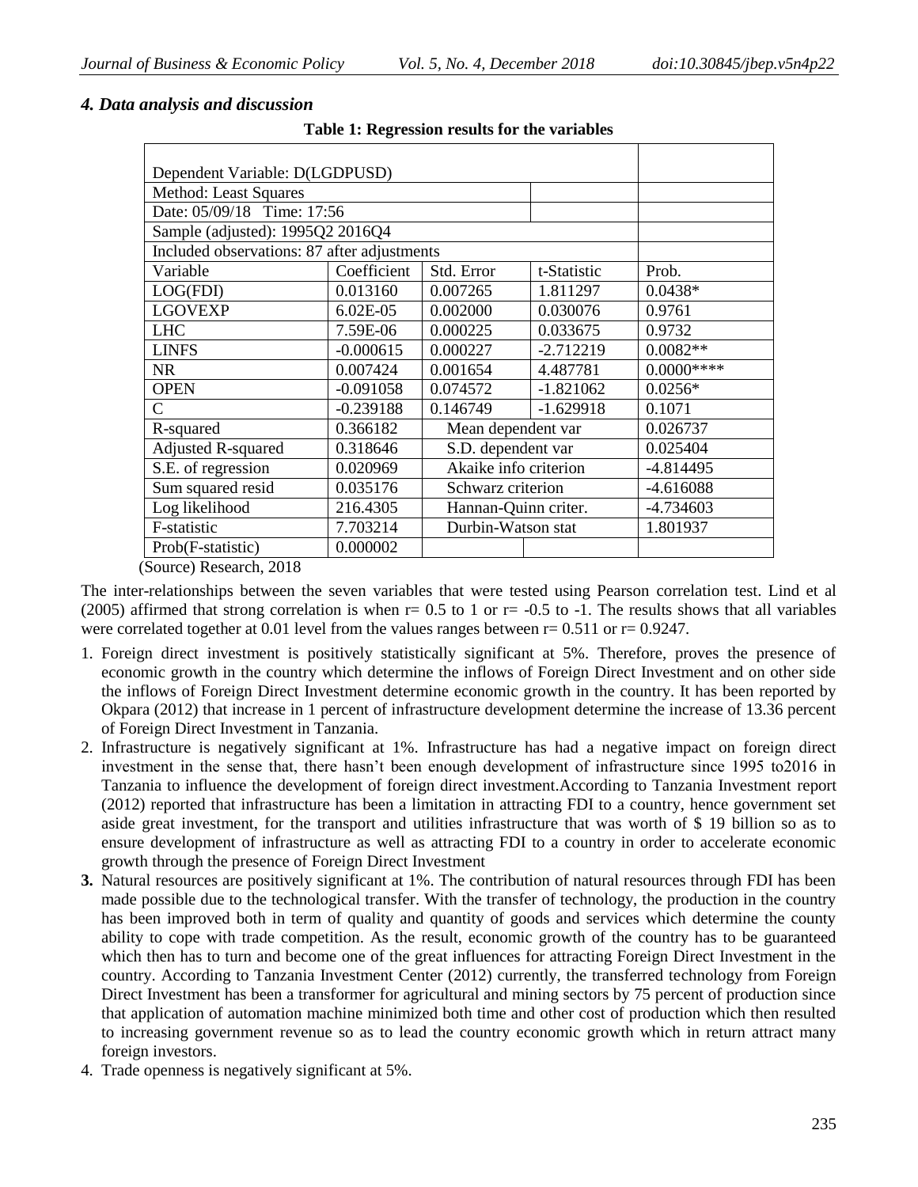### *4. Data analysis and discussion*

**Table 1: Regression results for the variables**

| Dependent Variable: D(LGDPUSD) | | | | |
|---|---|---|---|---|
| Method: Least Squares | | | | |
| Date: 05/09/18 Time: 17:56 | | | | |
| Sample (adjusted): 1995Q2 2016Q4 | | | | |
| Included observations: 87 after adjustments | | | | |
| Variable | Coefficient | Std. Error | t-Statistic | Prob. |
| LOG(FDI) | 0.013160 | 0.007265 | 1.811297 | 0.0438* |
| LGOVEXP | 6.02E-05 | 0.002000 | 0.030076 | 0.9761 |
| LHC | 7.59E-06 | 0.000225 | 0.033675 | 0.9732 |
| LINFS | -0.000615 | 0.000227 | -2.712219 | 0.0082** |
| NR | 0.007424 | 0.001654 | 4.487781 | 0.0000**** |
| OPEN | -0.091058 | 0.074572 | -1.821062 | 0.0256* |
| C | -0.239188 | 0.146749 | -1.629918 | 0.1071 |
| R-squared | 0.366182 | Mean dependent var | | 0.026737 |
| Adjusted R-squared | 0.318646 | S.D. dependent var | | 0.025404 |
| S.E. of regression | 0.020969 | Akaike info criterion | | -4.814495 |
| Sum squared resid | 0.035176 | Schwarz criterion | | -4.616088 |
| Log likelihood | 216.4305 | Hannan-Quinn criter. | | -4.734603 |
| F-statistic | 7.703214 | Durbin-Watson stat | | 1.801937 |
| Prob(F-statistic) | 0.000002 | | | |

(Source) Research, 2018

The inter-relationships between the seven variables that were tested using Pearson correlation test. Lind et al (2005) affirmed that strong correlation is when r= 0.5 to 1 or r= -0.5 to -1. The results shows that all variables were correlated together at 0.01 level from the values ranges between r= 0.511 or r= 0.9247.

1. Foreign direct investment is positively statistically significant at 5%. Therefore, proves the presence of economic growth in the country which determine the inflows of Foreign Direct Investment and on other side the inflows of Foreign Direct Investment determine economic growth in the country. It has been reported by Okpara (2012) that increase in 1 percent of infrastructure development determine the increase of 13.36 percent of Foreign Direct Investment in Tanzania.
2. Infrastructure is negatively significant at 1%. Infrastructure has had a negative impact on foreign direct investment in the sense that, there hasn't been enough development of infrastructure since 1995 to2016 in Tanzania to influence the development of foreign direct investment.According to Tanzania Investment report (2012) reported that infrastructure has been a limitation in attracting FDI to a country, hence government set aside great investment, for the transport and utilities infrastructure that was worth of $ 19 billion so as to ensure development of infrastructure as well as attracting FDI to a country in order to accelerate economic growth through the presence of Foreign Direct Investment
3. Natural resources are positively significant at 1%. The contribution of natural resources through FDI has been made possible due to the technological transfer. With the transfer of technology, the production in the country has been improved both in term of quality and quantity of goods and services which determine the county ability to cope with trade competition. As the result, economic growth of the country has to be guaranteed which then has to turn and become one of the great influences for attracting Foreign Direct Investment in the country. According to Tanzania Investment Center (2012) currently, the transferred technology from Foreign Direct Investment has been a transformer for agricultural and mining sectors by 75 percent of production since that application of automation machine minimized both time and other cost of production which then resulted to increasing government revenue so as to lead the country economic growth which in return attract many foreign investors.
4. Trade openness is negatively significant at 5%.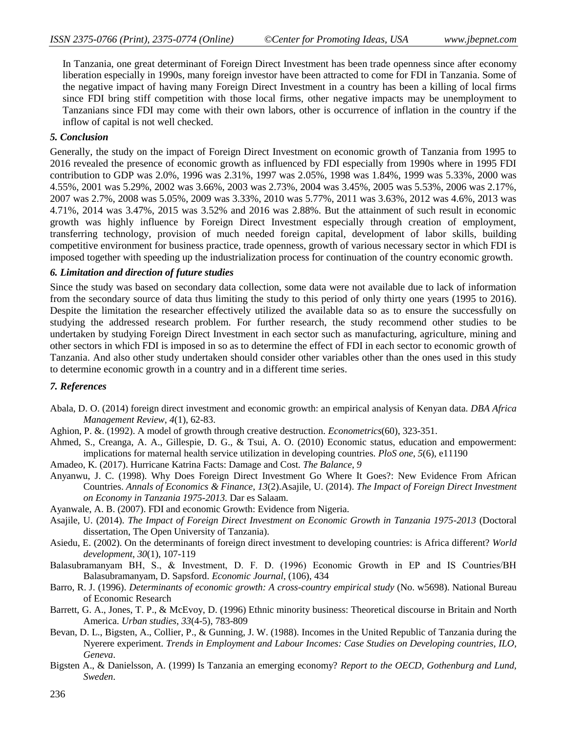In Tanzania, one great determinant of Foreign Direct Investment has been trade openness since after economy liberation especially in 1990s, many foreign investor have been attracted to come for FDI in Tanzania. Some of the negative impact of having many Foreign Direct Investment in a country has been a killing of local firms since FDI bring stiff competition with those local firms, other negative impacts may be unemployment to Tanzanians since FDI may come with their own labors, other is occurrence of inflation in the country if the inflow of capital is not well checked.

### *5. Conclusion*

Generally, the study on the impact of Foreign Direct Investment on economic growth of Tanzania from 1995 to 2016 revealed the presence of economic growth as influenced by FDI especially from 1990s where in 1995 FDI contribution to GDP was 2.0%, 1996 was 2.31%, 1997 was 2.05%, 1998 was 1.84%, 1999 was 5.33%, 2000 was 4.55%, 2001 was 5.29%, 2002 was 3.66%, 2003 was 2.73%, 2004 was 3.45%, 2005 was 5.53%, 2006 was 2.17%, 2007 was 2.7%, 2008 was 5.05%, 2009 was 3.33%, 2010 was 5.77%, 2011 was 3.63%, 2012 was 4.6%, 2013 was 4.71%, 2014 was 3.47%, 2015 was 3.52% and 2016 was 2.88%. But the attainment of such result in economic growth was highly influence by Foreign Direct Investment especially through creation of employment, transferring technology, provision of much needed foreign capital, development of labor skills, building competitive environment for business practice, trade openness, growth of various necessary sector in which FDI is imposed together with speeding up the industrialization process for continuation of the country economic growth.

### *6. Limitation and direction of future studies*

Since the study was based on secondary data collection, some data were not available due to lack of information from the secondary source of data thus limiting the study to this period of only thirty one years (1995 to 2016). Despite the limitation the researcher effectively utilized the available data so as to ensure the successfully on studying the addressed research problem. For further research, the study recommend other studies to be undertaken by studying Foreign Direct Investment in each sector such as manufacturing, agriculture, mining and other sectors in which FDI is imposed in so as to determine the effect of FDI in each sector to economic growth of Tanzania. And also other study undertaken should consider other variables other than the ones used in this study to determine economic growth in a country and in a different time series.

### *7. References*

Abala, D. O. (2014) foreign direct investment and economic growth: an empirical analysis of Kenyan data. *DBA Africa Management Review*, *4*(1), 62-83.

Aghion, P. &. (1992). A model of growth through creative destruction. *Econometrics*(60), 323-351.

Ahmed, S., Creanga, A. A., Gillespie, D. G., & Tsui, A. O. (2010) Economic status, education and empowerment: implications for maternal health service utilization in developing countries. *PloS one*, *5*(6), e11190

Amadeo, K. (2017). Hurricane Katrina Facts: Damage and Cost. *The Balance*, *9*

Anyanwu, J. C. (1998). Why Does Foreign Direct Investment Go Where It Goes?: New Evidence From African Countries. *Annals of Economics & Finance*, *13*(2).Asajile, U. (2014). *The Impact of Foreign Direct Investment on Economy in Tanzania 1975-2013.* Dar es Salaam.

Ayanwale, A. B. (2007). FDI and economic Growth: Evidence from Nigeria.

Asajile, U. (2014). *The Impact of Foreign Direct Investment on Economic Growth in Tanzania 1975-2013* (Doctoral dissertation, The Open University of Tanzania).

Asiedu, E. (2002). On the determinants of foreign direct investment to developing countries: is Africa different? *World development*, *30*(1), 107-119

Balasubramanyam BH, S., & Investment, D. F. D. (1996) Economic Growth in EP and IS Countries/BH Balasubramanyam, D. Sapsford. *Economic Journal*, (106), 434

Barro, R. J. (1996). *Determinants of economic growth: A cross-country empirical study* (No. w5698). National Bureau of Economic Research

Barrett, G. A., Jones, T. P., & McEvoy, D. (1996) Ethnic minority business: Theoretical discourse in Britain and North America. *Urban studies*, *33*(4-5), 783-809

Bevan, D. L., Bigsten, A., Collier, P., & Gunning, J. W. (1988). Incomes in the United Republic of Tanzania during the Nyerere experiment. *Trends in Employment and Labour Incomes: Case Studies on Developing countries, ILO, Geneva*.

Bigsten A., & Danielsson, A. (1999) Is Tanzania an emerging economy? *Report to the OECD, Gothenburg and Lund, Sweden*.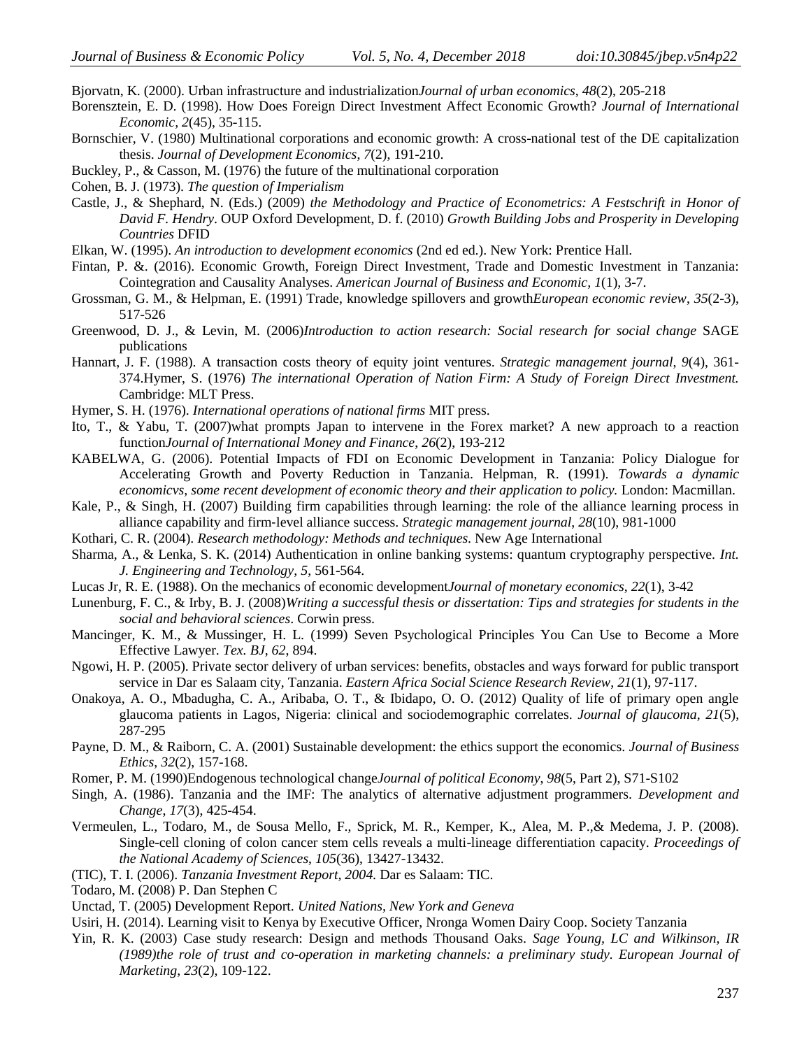Bjorvatn, K. (2000). Urban infrastructure and industrialization*Journal of urban economics*, *48*(2), 205-218

Borensztein, E. D. (1998). How Does Foreign Direct Investment Affect Economic Growth? *Journal of International Economic*, *2*(45), 35-115.

Bornschier, V. (1980) Multinational corporations and economic growth: A cross-national test of the DE capitalization thesis. *Journal of Development Economics*, *7*(2), 191-210.

Buckley, P., & Casson, M. (1976) the future of the multinational corporation

Cohen, B. J. (1973). *The question of Imperialism*

Castle, J., & Shephard, N. (Eds.) (2009) *the Methodology and Practice of Econometrics: A Festschrift in Honor of David F. Hendry*. OUP Oxford Development, D. f. (2010) *Growth Building Jobs and Prosperity in Developing Countries* DFID

Elkan, W. (1995). *An introduction to development economics* (2nd ed ed.). New York: Prentice Hall.

Fintan, P. &. (2016). Economic Growth, Foreign Direct Investment, Trade and Domestic Investment in Tanzania: Cointegration and Causality Analyses. *American Journal of Business and Economic*, *1*(1), 3-7.

Grossman, G. M., & Helpman, E. (1991) Trade, knowledge spillovers and growth*European economic review*, *35*(2-3), 517-526

Greenwood, D. J., & Levin, M. (2006)*Introduction to action research: Social research for social change* SAGE publications

Hannart, J. F. (1988). A transaction costs theory of equity joint ventures. *Strategic management journal*, *9*(4), 361-374.Hymer, S. (1976) *The international Operation of Nation Firm: A Study of Foreign Direct Investment.* Cambridge: MLT Press.

Hymer, S. H. (1976). *International operations of national firms* MIT press.

Ito, T., & Yabu, T. (2007)what prompts Japan to intervene in the Forex market? A new approach to a reaction function*Journal of International Money and Finance*, *26*(2), 193-212

KABELWA, G. (2006). Potential Impacts of FDI on Economic Development in Tanzania: Policy Dialogue for Accelerating Growth and Poverty Reduction in Tanzania. Helpman, R. (1991). *Towards a dynamic economicvs, some recent development of economic theory and their application to policy.* London: Macmillan.

Kale, P., & Singh, H. (2007) Building firm capabilities through learning: the role of the alliance learning process in alliance capability and firm-level alliance success. *Strategic management journal*, *28*(10), 981-1000

Kothari, C. R. (2004). *Research methodology: Methods and techniques*. New Age International

Sharma, A., & Lenka, S. K. (2014) Authentication in online banking systems: quantum cryptography perspective. *Int. J. Engineering and Technology*, *5*, 561-564.

Lucas Jr, R. E. (1988). On the mechanics of economic development*Journal of monetary economics*, *22*(1), 3-42

Lunenburg, F. C., & Irby, B. J. (2008)*Writing a successful thesis or dissertation: Tips and strategies for students in the social and behavioral sciences*. Corwin press.

Mancinger, K. M., & Mussinger, H. L. (1999) Seven Psychological Principles You Can Use to Become a More Effective Lawyer. *Tex. BJ*, *62*, 894.

Ngowi, H. P. (2005). Private sector delivery of urban services: benefits, obstacles and ways forward for public transport service in Dar es Salaam city, Tanzania. *Eastern Africa Social Science Research Review*, *21*(1), 97-117.

Onakoya, A. O., Mbadugha, C. A., Aribaba, O. T., & Ibidapo, O. O. (2012) Quality of life of primary open angle glaucoma patients in Lagos, Nigeria: clinical and sociodemographic correlates. *Journal of glaucoma*, *21*(5), 287-295

Payne, D. M., & Raiborn, C. A. (2001) Sustainable development: the ethics support the economics. *Journal of Business Ethics*, *32*(2), 157-168.

Romer, P. M. (1990)Endogenous technological change*Journal of political Economy*, *98*(5, Part 2), S71-S102

Singh, A. (1986). Tanzania and the IMF: The analytics of alternative adjustment programmers. *Development and Change*, *17*(3), 425-454.

Vermeulen, L., Todaro, M., de Sousa Mello, F., Sprick, M. R., Kemper, K., Alea, M. P.,& Medema, J. P. (2008). Single-cell cloning of colon cancer stem cells reveals a multi-lineage differentiation capacity. *Proceedings of the National Academy of Sciences*, *105*(36), 13427-13432.

(TIC), T. I. (2006). *Tanzania Investment Report, 2004.* Dar es Salaam: TIC.

Todaro, M. (2008) P. Dan Stephen C

Unctad, T. (2005) Development Report. *United Nations, New York and Geneva*

Usiri, H. (2014). Learning visit to Kenya by Executive Officer, Nronga Women Dairy Coop. Society Tanzania

Yin, R. K. (2003) Case study research: Design and methods Thousand Oaks. *Sage Young, LC and Wilkinson, IR (1989)the role of trust and co-operation in marketing channels: a preliminary study. European Journal of Marketing*, *23*(2), 109-122.